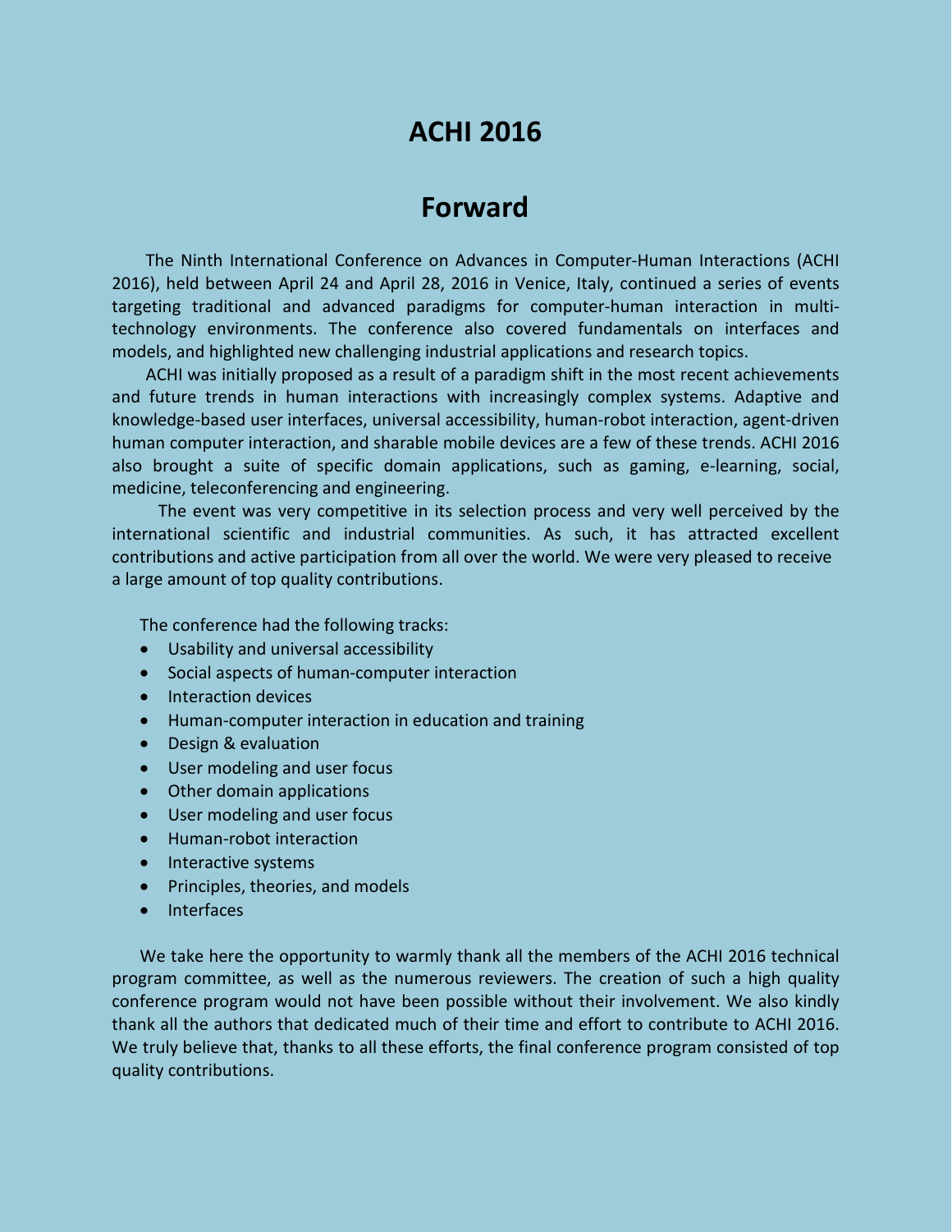# ACHI 2016

## Forward

The Ninth International Conference on Advances in Computer-Human Interactions (ACHI 2016), held between April 24 and April 28, 2016 in Venice, Italy, continued a series of events targeting traditional and advanced paradigms for computer-human interaction in multi-technology environments. The conference also covered fundamentals on interfaces and models, and highlighted new challenging industrial applications and research topics.

ACHI was initially proposed as a result of a paradigm shift in the most recent achievements and future trends in human interactions with increasingly complex systems. Adaptive and knowledge-based user interfaces, universal accessibility, human-robot interaction, agent-driven human computer interaction, and sharable mobile devices are a few of these trends. ACHI 2016 also brought a suite of specific domain applications, such as gaming, e-learning, social, medicine, teleconferencing and engineering.

The event was very competitive in its selection process and very well perceived by the international scientific and industrial communities. As such, it has attracted excellent contributions and active participation from all over the world. We were very pleased to receive a large amount of top quality contributions.

The conference had the following tracks:

- Usability and universal accessibility
- Social aspects of human-computer interaction
- Interaction devices
- Human-computer interaction in education and training
- Design & evaluation
- User modeling and user focus
- Other domain applications
- User modeling and user focus
- Human-robot interaction
- Interactive systems
- Principles, theories, and models
- Interfaces

We take here the opportunity to warmly thank all the members of the ACHI 2016 technical program committee, as well as the numerous reviewers. The creation of such a high quality conference program would not have been possible without their involvement. We also kindly thank all the authors that dedicated much of their time and effort to contribute to ACHI 2016. We truly believe that, thanks to all these efforts, the final conference program consisted of top quality contributions.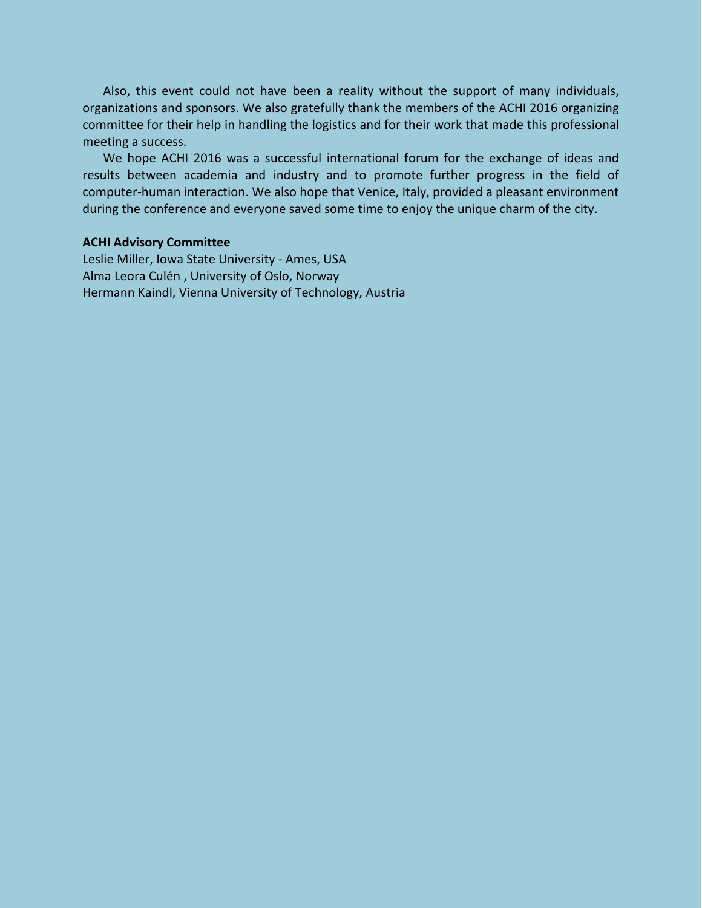Also, this event could not have been a reality without the support of many individuals, organizations and sponsors. We also gratefully thank the members of the ACHI 2016 organizing committee for their help in handling the logistics and for their work that made this professional meeting a success.

We hope ACHI 2016 was a successful international forum for the exchange of ideas and results between academia and industry and to promote further progress in the field of computer-human interaction. We also hope that Venice, Italy, provided a pleasant environment during the conference and everyone saved some time to enjoy the unique charm of the city.

**ACHI Advisory Committee**

Leslie Miller, Iowa State University - Ames, USA
Alma Leora Culén , University of Oslo, Norway
Hermann Kaindl, Vienna University of Technology, Austria